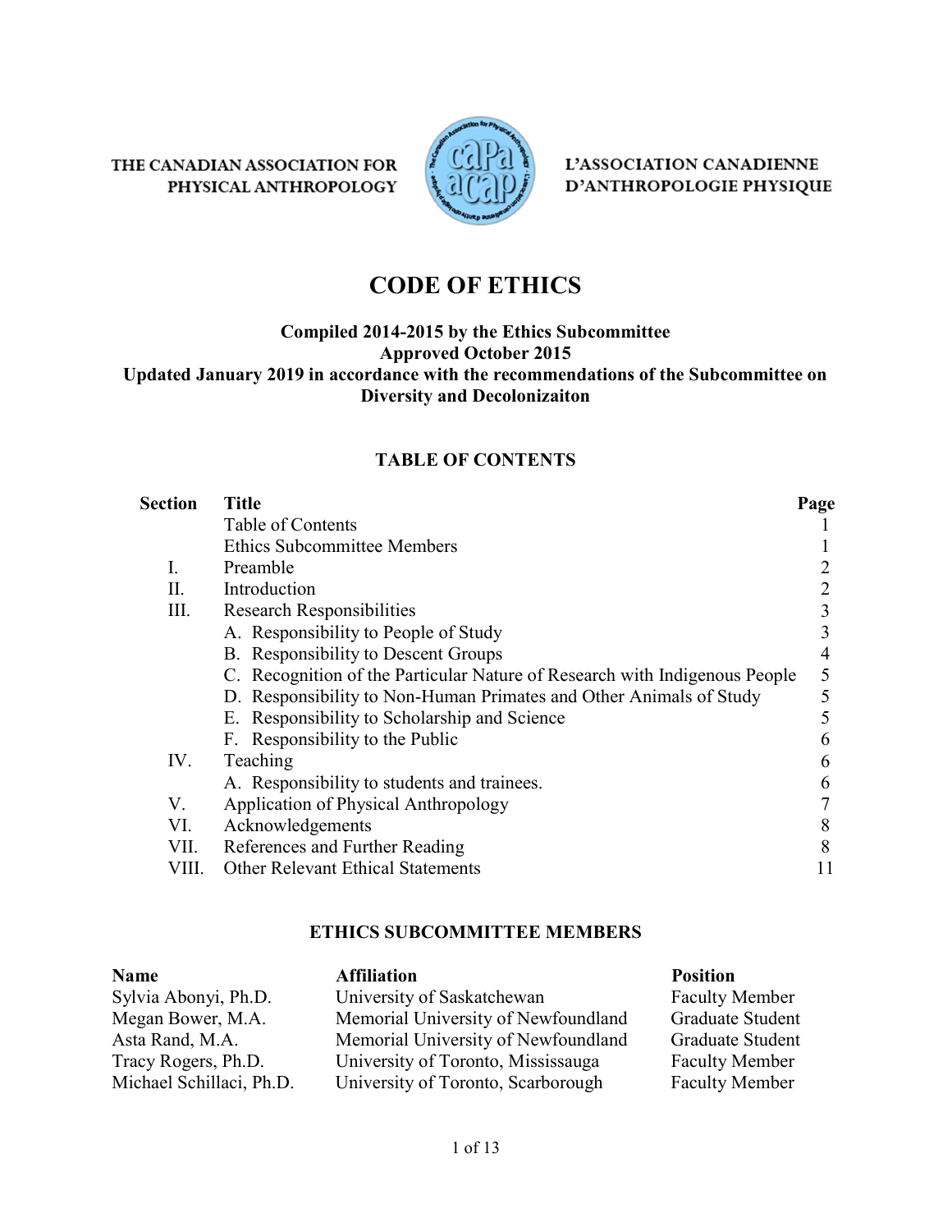THE CANADIAN ASSOCIATION FOR PHYSICAL ANTHROPOLOGY

L'ASSOCIATION CANADIENNE D'ANTHROPOLOGIE PHYSIQUE

# CODE OF ETHICS

**Compiled 2014-2015 by the Ethics Subcommittee**
**Approved October 2015**
**Updated January 2019 in accordance with the recommendations of the Subcommittee on Diversity and Decolonizaiton**

## TABLE OF CONTENTS

| Section | Title | Page |
|---|---|---|
| | Table of Contents | 1 |
| | Ethics Subcommittee Members | 1 |
| I. | Preamble | 2 |
| II. | Introduction | 2 |
| III. | Research Responsibilities | 3 |
| | A. Responsibility to People of Study | 3 |
| | B. Responsibility to Descent Groups | 4 |
| | C. Recognition of the Particular Nature of Research with Indigenous People | 5 |
| | D. Responsibility to Non-Human Primates and Other Animals of Study | 5 |
| | E. Responsibility to Scholarship and Science | 5 |
| | F. Responsibility to the Public | 6 |
| IV. | Teaching | 6 |
| | A. Responsibility to students and trainees. | 6 |
| V. | Application of Physical Anthropology | 7 |
| VI. | Acknowledgements | 8 |
| VII. | References and Further Reading | 8 |
| VIII. | Other Relevant Ethical Statements | 11 |

## ETHICS SUBCOMMITTEE MEMBERS

| Name | Affiliation | Position |
|---|---|---|
| Sylvia Abonyi, Ph.D. | University of Saskatchewan | Faculty Member |
| Megan Bower, M.A. | Memorial University of Newfoundland | Graduate Student |
| Asta Rand, M.A. | Memorial University of Newfoundland | Graduate Student |
| Tracy Rogers, Ph.D. | University of Toronto, Mississauga | Faculty Member |
| Michael Schillaci, Ph.D. | University of Toronto, Scarborough | Faculty Member |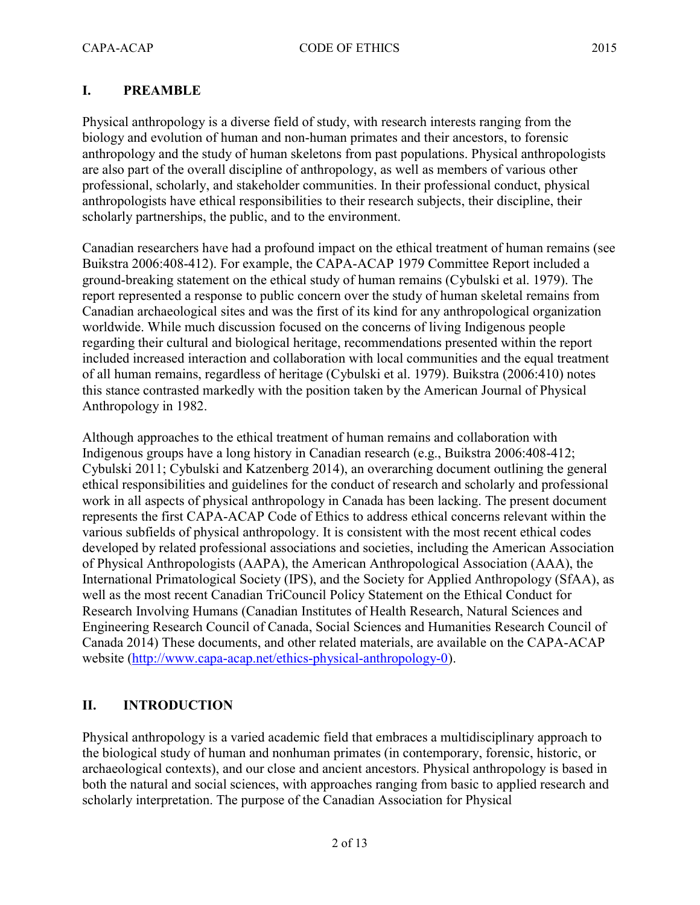## I. PREAMBLE

Physical anthropology is a diverse field of study, with research interests ranging from the biology and evolution of human and non-human primates and their ancestors, to forensic anthropology and the study of human skeletons from past populations. Physical anthropologists are also part of the overall discipline of anthropology, as well as members of various other professional, scholarly, and stakeholder communities. In their professional conduct, physical anthropologists have ethical responsibilities to their research subjects, their discipline, their scholarly partnerships, the public, and to the environment.

Canadian researchers have had a profound impact on the ethical treatment of human remains (see Buikstra 2006:408-412). For example, the CAPA-ACAP 1979 Committee Report included a ground-breaking statement on the ethical study of human remains (Cybulski et al. 1979). The report represented a response to public concern over the study of human skeletal remains from Canadian archaeological sites and was the first of its kind for any anthropological organization worldwide. While much discussion focused on the concerns of living Indigenous people regarding their cultural and biological heritage, recommendations presented within the report included increased interaction and collaboration with local communities and the equal treatment of all human remains, regardless of heritage (Cybulski et al. 1979). Buikstra (2006:410) notes this stance contrasted markedly with the position taken by the American Journal of Physical Anthropology in 1982.

Although approaches to the ethical treatment of human remains and collaboration with Indigenous groups have a long history in Canadian research (e.g., Buikstra 2006:408-412; Cybulski 2011; Cybulski and Katzenberg 2014), an overarching document outlining the general ethical responsibilities and guidelines for the conduct of research and scholarly and professional work in all aspects of physical anthropology in Canada has been lacking. The present document represents the first CAPA-ACAP Code of Ethics to address ethical concerns relevant within the various subfields of physical anthropology. It is consistent with the most recent ethical codes developed by related professional associations and societies, including the American Association of Physical Anthropologists (AAPA), the American Anthropological Association (AAA), the International Primatological Society (IPS), and the Society for Applied Anthropology (SfAA), as well as the most recent Canadian TriCouncil Policy Statement on the Ethical Conduct for Research Involving Humans (Canadian Institutes of Health Research, Natural Sciences and Engineering Research Council of Canada, Social Sciences and Humanities Research Council of Canada 2014) These documents, and other related materials, are available on the CAPA-ACAP website (http://www.capa-acap.net/ethics-physical-anthropology-0).

## II. INTRODUCTION

Physical anthropology is a varied academic field that embraces a multidisciplinary approach to the biological study of human and nonhuman primates (in contemporary, forensic, historic, or archaeological contexts), and our close and ancient ancestors. Physical anthropology is based in both the natural and social sciences, with approaches ranging from basic to applied research and scholarly interpretation. The purpose of the Canadian Association for Physical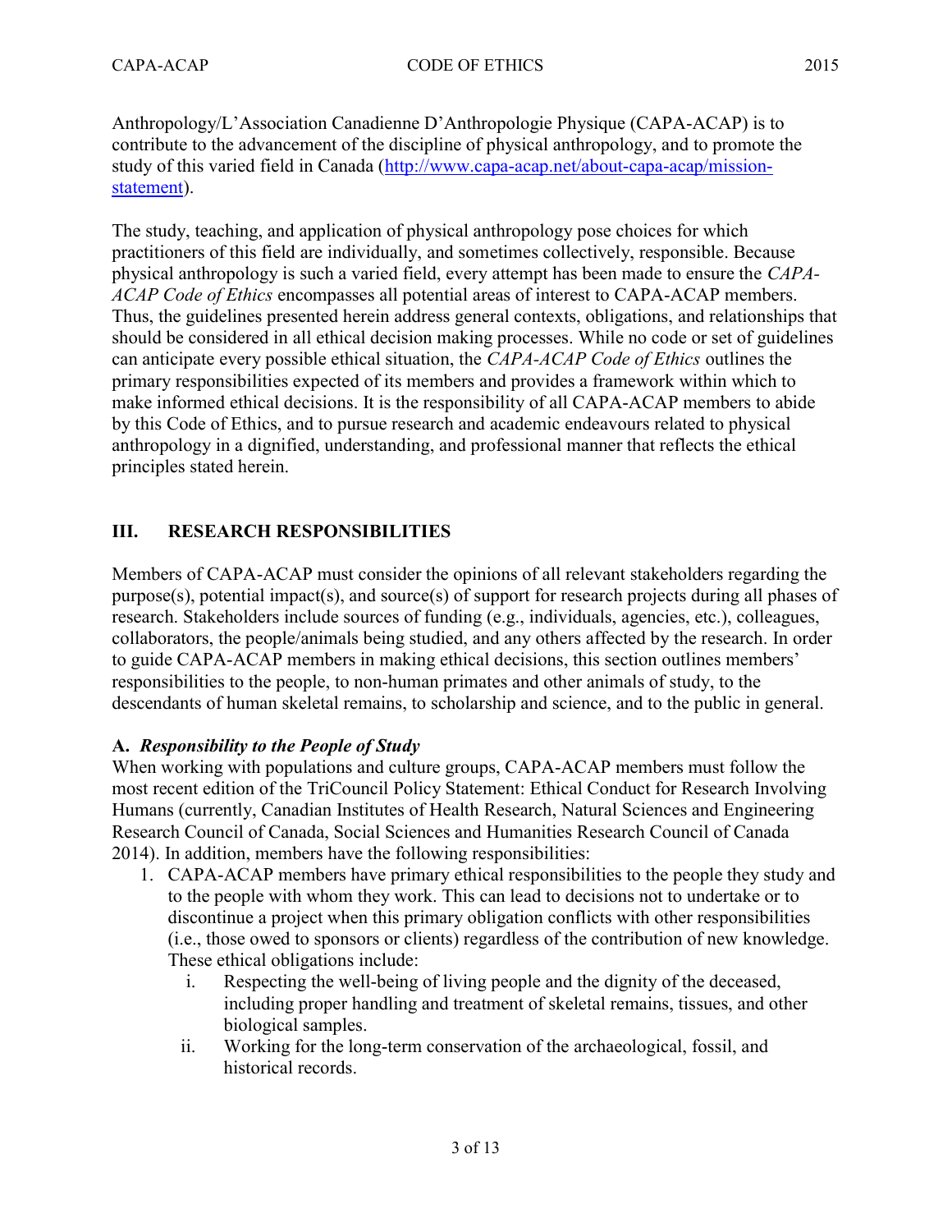Anthropology/L'Association Canadienne D'Anthropologie Physique (CAPA-ACAP) is to contribute to the advancement of the discipline of physical anthropology, and to promote the study of this varied field in Canada (http://www.capa-acap.net/about-capa-acap/mission-statement).

The study, teaching, and application of physical anthropology pose choices for which practitioners of this field are individually, and sometimes collectively, responsible. Because physical anthropology is such a varied field, every attempt has been made to ensure the *CAPA-ACAP Code of Ethics* encompasses all potential areas of interest to CAPA-ACAP members. Thus, the guidelines presented herein address general contexts, obligations, and relationships that should be considered in all ethical decision making processes. While no code or set of guidelines can anticipate every possible ethical situation, the *CAPA-ACAP Code of Ethics* outlines the primary responsibilities expected of its members and provides a framework within which to make informed ethical decisions. It is the responsibility of all CAPA-ACAP members to abide by this Code of Ethics, and to pursue research and academic endeavours related to physical anthropology in a dignified, understanding, and professional manner that reflects the ethical principles stated herein.

## III. RESEARCH RESPONSIBILITIES

Members of CAPA-ACAP must consider the opinions of all relevant stakeholders regarding the purpose(s), potential impact(s), and source(s) of support for research projects during all phases of research. Stakeholders include sources of funding (e.g., individuals, agencies, etc.), colleagues, collaborators, the people/animals being studied, and any others affected by the research. In order to guide CAPA-ACAP members in making ethical decisions, this section outlines members' responsibilities to the people, to non-human primates and other animals of study, to the descendants of human skeletal remains, to scholarship and science, and to the public in general.

### A. *Responsibility to the People of Study*

When working with populations and culture groups, CAPA-ACAP members must follow the most recent edition of the TriCouncil Policy Statement: Ethical Conduct for Research Involving Humans (currently, Canadian Institutes of Health Research, Natural Sciences and Engineering Research Council of Canada, Social Sciences and Humanities Research Council of Canada 2014). In addition, members have the following responsibilities:

1. CAPA-ACAP members have primary ethical responsibilities to the people they study and to the people with whom they work. This can lead to decisions not to undertake or to discontinue a project when this primary obligation conflicts with other responsibilities (i.e., those owed to sponsors or clients) regardless of the contribution of new knowledge. These ethical obligations include:
    - i. Respecting the well-being of living people and the dignity of the deceased, including proper handling and treatment of skeletal remains, tissues, and other biological samples.
    - ii. Working for the long-term conservation of the archaeological, fossil, and historical records.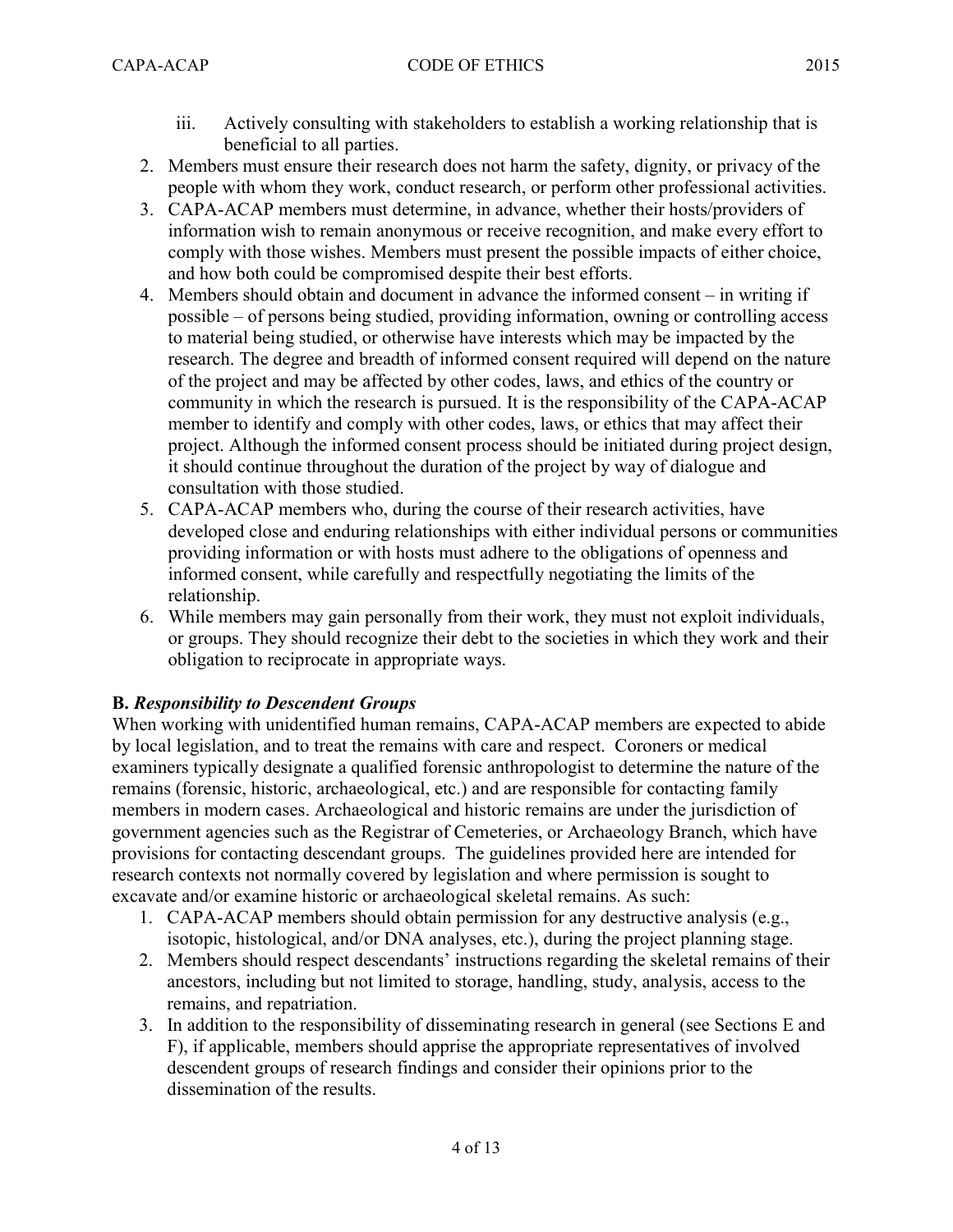iii. Actively consulting with stakeholders to establish a working relationship that is beneficial to all parties.

2. Members must ensure their research does not harm the safety, dignity, or privacy of the people with whom they work, conduct research, or perform other professional activities.
3. CAPA-ACAP members must determine, in advance, whether their hosts/providers of information wish to remain anonymous or receive recognition, and make every effort to comply with those wishes. Members must present the possible impacts of either choice, and how both could be compromised despite their best efforts.
4. Members should obtain and document in advance the informed consent – in writing if possible – of persons being studied, providing information, owning or controlling access to material being studied, or otherwise have interests which may be impacted by the research. The degree and breadth of informed consent required will depend on the nature of the project and may be affected by other codes, laws, and ethics of the country or community in which the research is pursued. It is the responsibility of the CAPA-ACAP member to identify and comply with other codes, laws, or ethics that may affect their project. Although the informed consent process should be initiated during project design, it should continue throughout the duration of the project by way of dialogue and consultation with those studied.
5. CAPA-ACAP members who, during the course of their research activities, have developed close and enduring relationships with either individual persons or communities providing information or with hosts must adhere to the obligations of openness and informed consent, while carefully and respectfully negotiating the limits of the relationship.
6. While members may gain personally from their work, they must not exploit individuals, or groups. They should recognize their debt to the societies in which they work and their obligation to reciprocate in appropriate ways.

**B.** ***Responsibility to Descendent Groups***

When working with unidentified human remains, CAPA-ACAP members are expected to abide by local legislation, and to treat the remains with care and respect. Coroners or medical examiners typically designate a qualified forensic anthropologist to determine the nature of the remains (forensic, historic, archaeological, etc.) and are responsible for contacting family members in modern cases. Archaeological and historic remains are under the jurisdiction of government agencies such as the Registrar of Cemeteries, or Archaeology Branch, which have provisions for contacting descendant groups. The guidelines provided here are intended for research contexts not normally covered by legislation and where permission is sought to excavate and/or examine historic or archaeological skeletal remains. As such:

1. CAPA-ACAP members should obtain permission for any destructive analysis (e.g., isotopic, histological, and/or DNA analyses, etc.), during the project planning stage.
2. Members should respect descendants' instructions regarding the skeletal remains of their ancestors, including but not limited to storage, handling, study, analysis, access to the remains, and repatriation.
3. In addition to the responsibility of disseminating research in general (see Sections E and F), if applicable, members should apprise the appropriate representatives of involved descendent groups of research findings and consider their opinions prior to the dissemination of the results.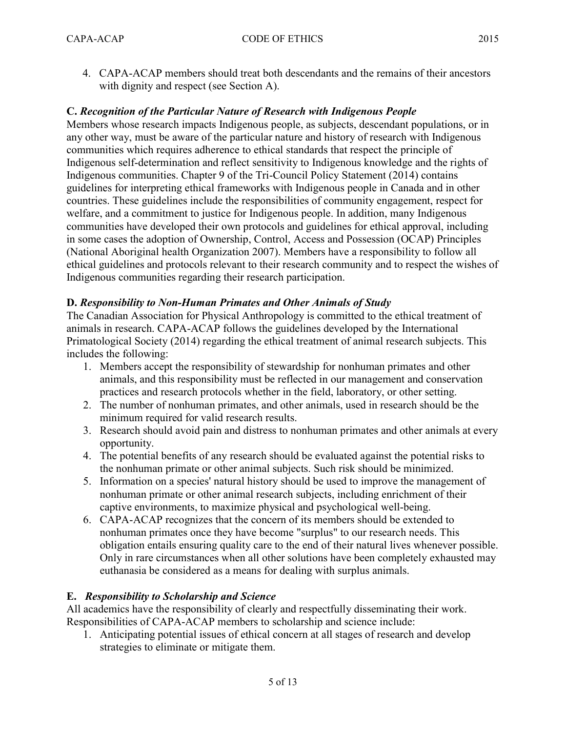4. CAPA-ACAP members should treat both descendants and the remains of their ancestors with dignity and respect (see Section A).

**C. *Recognition of the Particular Nature of Research with Indigenous People***

Members whose research impacts Indigenous people, as subjects, descendant populations, or in any other way, must be aware of the particular nature and history of research with Indigenous communities which requires adherence to ethical standards that respect the principle of Indigenous self-determination and reflect sensitivity to Indigenous knowledge and the rights of Indigenous communities. Chapter 9 of the Tri-Council Policy Statement (2014) contains guidelines for interpreting ethical frameworks with Indigenous people in Canada and in other countries. These guidelines include the responsibilities of community engagement, respect for welfare, and a commitment to justice for Indigenous people. In addition, many Indigenous communities have developed their own protocols and guidelines for ethical approval, including in some cases the adoption of Ownership, Control, Access and Possession (OCAP) Principles (National Aboriginal health Organization 2007). Members have a responsibility to follow all ethical guidelines and protocols relevant to their research community and to respect the wishes of Indigenous communities regarding their research participation.

**D. *Responsibility to Non-Human Primates and Other Animals of Study***

The Canadian Association for Physical Anthropology is committed to the ethical treatment of animals in research. CAPA-ACAP follows the guidelines developed by the International Primatological Society (2014) regarding the ethical treatment of animal research subjects. This includes the following:

1. Members accept the responsibility of stewardship for nonhuman primates and other animals, and this responsibility must be reflected in our management and conservation practices and research protocols whether in the field, laboratory, or other setting.
2. The number of nonhuman primates, and other animals, used in research should be the minimum required for valid research results.
3. Research should avoid pain and distress to nonhuman primates and other animals at every opportunity.
4. The potential benefits of any research should be evaluated against the potential risks to the nonhuman primate or other animal subjects. Such risk should be minimized.
5. Information on a species' natural history should be used to improve the management of nonhuman primate or other animal research subjects, including enrichment of their captive environments, to maximize physical and psychological well-being.
6. CAPA-ACAP recognizes that the concern of its members should be extended to nonhuman primates once they have become "surplus" to our research needs. This obligation entails ensuring quality care to the end of their natural lives whenever possible. Only in rare circumstances when all other solutions have been completely exhausted may euthanasia be considered as a means for dealing with surplus animals.

**E. *Responsibility to Scholarship and Science***

All academics have the responsibility of clearly and respectfully disseminating their work. Responsibilities of CAPA-ACAP members to scholarship and science include:

1. Anticipating potential issues of ethical concern at all stages of research and develop strategies to eliminate or mitigate them.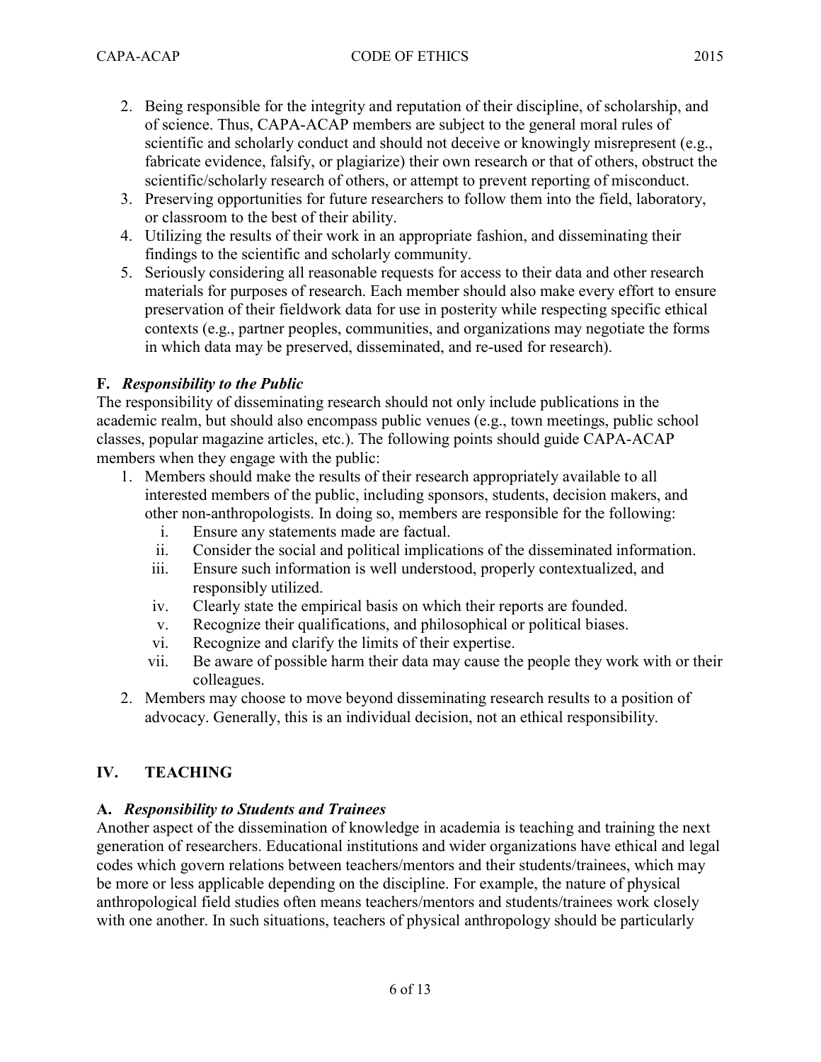2. Being responsible for the integrity and reputation of their discipline, of scholarship, and of science. Thus, CAPA-ACAP members are subject to the general moral rules of scientific and scholarly conduct and should not deceive or knowingly misrepresent (e.g., fabricate evidence, falsify, or plagiarize) their own research or that of others, obstruct the scientific/scholarly research of others, or attempt to prevent reporting of misconduct.
3. Preserving opportunities for future researchers to follow them into the field, laboratory, or classroom to the best of their ability.
4. Utilizing the results of their work in an appropriate fashion, and disseminating their findings to the scientific and scholarly community.
5. Seriously considering all reasonable requests for access to their data and other research materials for purposes of research. Each member should also make every effort to ensure preservation of their fieldwork data for use in posterity while respecting specific ethical contexts (e.g., partner peoples, communities, and organizations may negotiate the forms in which data may be preserved, disseminated, and re-used for research).

### F. *Responsibility to the Public*

The responsibility of disseminating research should not only include publications in the academic realm, but should also encompass public venues (e.g., town meetings, public school classes, popular magazine articles, etc.). The following points should guide CAPA-ACAP members when they engage with the public:

1. Members should make the results of their research appropriately available to all interested members of the public, including sponsors, students, decision makers, and other non-anthropologists. In doing so, members are responsible for the following:
    - i. Ensure any statements made are factual.
    - ii. Consider the social and political implications of the disseminated information.
    - iii. Ensure such information is well understood, properly contextualized, and responsibly utilized.
    - iv. Clearly state the empirical basis on which their reports are founded.
    - v. Recognize their qualifications, and philosophical or political biases.
    - vi. Recognize and clarify the limits of their expertise.
    - vii. Be aware of possible harm their data may cause the people they work with or their colleagues.
2. Members may choose to move beyond disseminating research results to a position of advocacy. Generally, this is an individual decision, not an ethical responsibility.

## IV. TEACHING

### A. *Responsibility to Students and Trainees*

Another aspect of the dissemination of knowledge in academia is teaching and training the next generation of researchers. Educational institutions and wider organizations have ethical and legal codes which govern relations between teachers/mentors and their students/trainees, which may be more or less applicable depending on the discipline. For example, the nature of physical anthropological field studies often means teachers/mentors and students/trainees work closely with one another. In such situations, teachers of physical anthropology should be particularly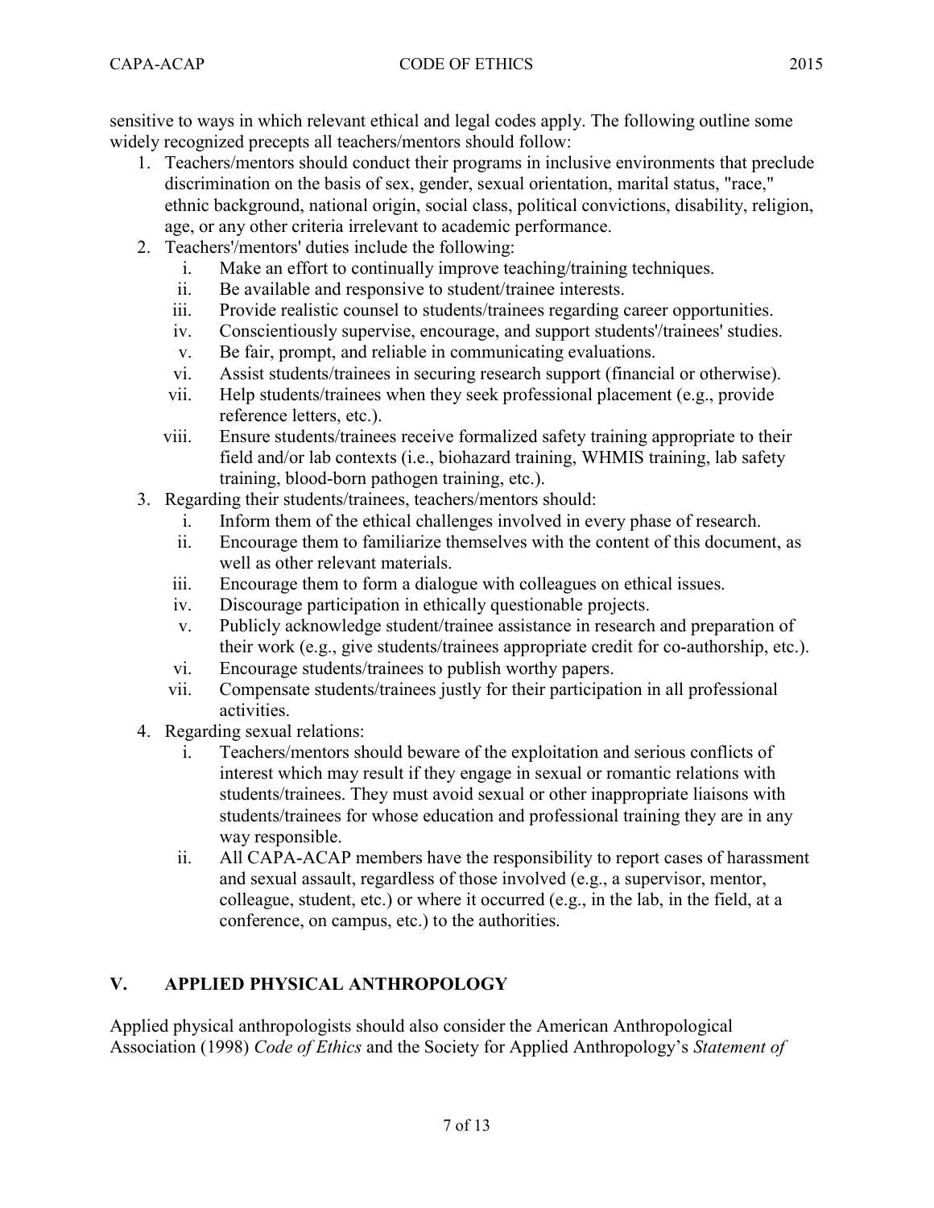sensitive to ways in which relevant ethical and legal codes apply. The following outline some widely recognized precepts all teachers/mentors should follow:

1. Teachers/mentors should conduct their programs in inclusive environments that preclude discrimination on the basis of sex, gender, sexual orientation, marital status, "race," ethnic background, national origin, social class, political convictions, disability, religion, age, or any other criteria irrelevant to academic performance.
2. Teachers'/mentors' duties include the following:
   i. Make an effort to continually improve teaching/training techniques.
   ii. Be available and responsive to student/trainee interests.
   iii. Provide realistic counsel to students/trainees regarding career opportunities.
   iv. Conscientiously supervise, encourage, and support students'/trainees' studies.
   v. Be fair, prompt, and reliable in communicating evaluations.
   vi. Assist students/trainees in securing research support (financial or otherwise).
   vii. Help students/trainees when they seek professional placement (e.g., provide reference letters, etc.).
   viii. Ensure students/trainees receive formalized safety training appropriate to their field and/or lab contexts (i.e., biohazard training, WHMIS training, lab safety training, blood-born pathogen training, etc.).
3. Regarding their students/trainees, teachers/mentors should:
   i. Inform them of the ethical challenges involved in every phase of research.
   ii. Encourage them to familiarize themselves with the content of this document, as well as other relevant materials.
   iii. Encourage them to form a dialogue with colleagues on ethical issues.
   iv. Discourage participation in ethically questionable projects.
   v. Publicly acknowledge student/trainee assistance in research and preparation of their work (e.g., give students/trainees appropriate credit for co-authorship, etc.).
   vi. Encourage students/trainees to publish worthy papers.
   vii. Compensate students/trainees justly for their participation in all professional activities.
4. Regarding sexual relations:
   i. Teachers/mentors should beware of the exploitation and serious conflicts of interest which may result if they engage in sexual or romantic relations with students/trainees. They must avoid sexual or other inappropriate liaisons with students/trainees for whose education and professional training they are in any way responsible.
   ii. All CAPA-ACAP members have the responsibility to report cases of harassment and sexual assault, regardless of those involved (e.g., a supervisor, mentor, colleague, student, etc.) or where it occurred (e.g., in the lab, in the field, at a conference, on campus, etc.) to the authorities.

## V. APPLIED PHYSICAL ANTHROPOLOGY

Applied physical anthropologists should also consider the American Anthropological Association (1998) *Code of Ethics* and the Society for Applied Anthropology's *Statement of*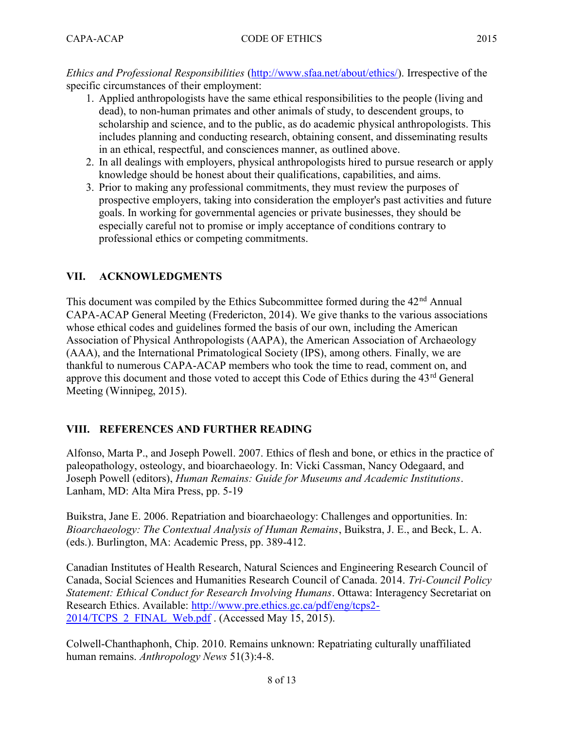*Ethics and Professional Responsibilities* (http://www.sfaa.net/about/ethics/). Irrespective of the specific circumstances of their employment:

1. Applied anthropologists have the same ethical responsibilities to the people (living and dead), to non-human primates and other animals of study, to descendent groups, to scholarship and science, and to the public, as do academic physical anthropologists. This includes planning and conducting research, obtaining consent, and disseminating results in an ethical, respectful, and consciences manner, as outlined above.
2. In all dealings with employers, physical anthropologists hired to pursue research or apply knowledge should be honest about their qualifications, capabilities, and aims.
3. Prior to making any professional commitments, they must review the purposes of prospective employers, taking into consideration the employer's past activities and future goals. In working for governmental agencies or private businesses, they should be especially careful not to promise or imply acceptance of conditions contrary to professional ethics or competing commitments.

## VII. ACKNOWLEDGMENTS

This document was compiled by the Ethics Subcommittee formed during the 42nd Annual CAPA-ACAP General Meeting (Fredericton, 2014). We give thanks to the various associations whose ethical codes and guidelines formed the basis of our own, including the American Association of Physical Anthropologists (AAPA), the American Association of Archaeology (AAA), and the International Primatological Society (IPS), among others. Finally, we are thankful to numerous CAPA-ACAP members who took the time to read, comment on, and approve this document and those voted to accept this Code of Ethics during the 43rd General Meeting (Winnipeg, 2015).

## VIII. REFERENCES AND FURTHER READING

Alfonso, Marta P., and Joseph Powell. 2007. Ethics of flesh and bone, or ethics in the practice of paleopathology, osteology, and bioarchaeology. In: Vicki Cassman, Nancy Odegaard, and Joseph Powell (editors), *Human Remains: Guide for Museums and Academic Institutions*. Lanham, MD: Alta Mira Press, pp. 5-19

Buikstra, Jane E. 2006. Repatriation and bioarchaeology: Challenges and opportunities. In: *Bioarchaeology: The Contextual Analysis of Human Remains*, Buikstra, J. E., and Beck, L. A. (eds.). Burlington, MA: Academic Press, pp. 389-412.

Canadian Institutes of Health Research, Natural Sciences and Engineering Research Council of Canada, Social Sciences and Humanities Research Council of Canada. 2014. *Tri-Council Policy Statement: Ethical Conduct for Research Involving Humans*. Ottawa: Interagency Secretariat on Research Ethics. Available: http://www.pre.ethics.gc.ca/pdf/eng/tcps2-2014/TCPS_2_FINAL_Web.pdf . (Accessed May 15, 2015).

Colwell-Chanthaphonh, Chip. 2010. Remains unknown: Repatriating culturally unaffiliated human remains. *Anthropology News* 51(3):4-8.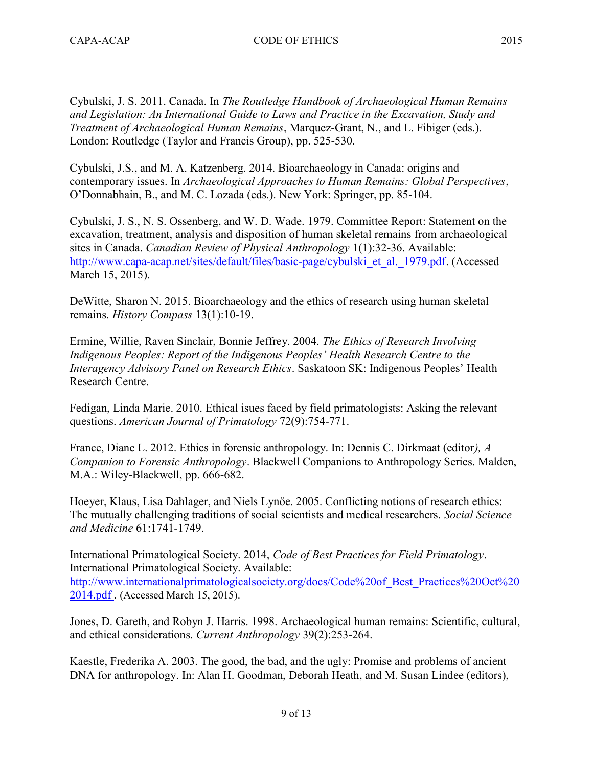Cybulski, J. S. 2011. Canada. In *The Routledge Handbook of Archaeological Human Remains and Legislation: An International Guide to Laws and Practice in the Excavation, Study and Treatment of Archaeological Human Remains*, Marquez-Grant, N., and L. Fibiger (eds.). London: Routledge (Taylor and Francis Group), pp. 525-530.

Cybulski, J.S., and M. A. Katzenberg. 2014. Bioarchaeology in Canada: origins and contemporary issues. In *Archaeological Approaches to Human Remains: Global Perspectives*, O'Donnabhain, B., and M. C. Lozada (eds.). New York: Springer, pp. 85-104.

Cybulski, J. S., N. S. Ossenberg, and W. D. Wade. 1979. Committee Report: Statement on the excavation, treatment, analysis and disposition of human skeletal remains from archaeological sites in Canada. *Canadian Review of Physical Anthropology* 1(1):32-36. Available: [http://www.capa-acap.net/sites/default/files/basic-page/cybulski_et_al._1979.pdf](http://www.capa-acap.net/sites/default/files/basic-page/cybulski_et_al._1979.pdf). (Accessed March 15, 2015).

DeWitte, Sharon N. 2015. Bioarchaeology and the ethics of research using human skeletal remains. *History Compass* 13(1):10-19.

Ermine, Willie, Raven Sinclair, Bonnie Jeffrey. 2004. *The Ethics of Research Involving Indigenous Peoples: Report of the Indigenous Peoples' Health Research Centre to the Interagency Advisory Panel on Research Ethics*. Saskatoon SK: Indigenous Peoples' Health Research Centre.

Fedigan, Linda Marie. 2010. Ethical isues faced by field primatologists: Asking the relevant questions. *American Journal of Primatology* 72(9):754-771.

France, Diane L. 2012. Ethics in forensic anthropology. In: Dennis C. Dirkmaat (editor*), A Companion to Forensic Anthropology*. Blackwell Companions to Anthropology Series. Malden, M.A.: Wiley-Blackwell, pp. 666-682.

Hoeyer, Klaus, Lisa Dahlager, and Niels Lynöe. 2005. Conflicting notions of research ethics: The mutually challenging traditions of social scientists and medical researchers. *Social Science and Medicine* 61:1741-1749.

International Primatological Society. 2014, *Code of Best Practices for Field Primatology*. International Primatological Society. Available: [http://www.internationalprimatologicalsociety.org/docs/Code%20of_Best_Practices%20Oct%202014.pdf](http://www.internationalprimatologicalsociety.org/docs/Code%20of_Best_Practices%20Oct%202014.pdf) . (Accessed March 15, 2015).

Jones, D. Gareth, and Robyn J. Harris. 1998. Archaeological human remains: Scientific, cultural, and ethical considerations. *Current Anthropology* 39(2):253-264.

Kaestle, Frederika A. 2003. The good, the bad, and the ugly: Promise and problems of ancient DNA for anthropology. In: Alan H. Goodman, Deborah Heath, and M. Susan Lindee (editors),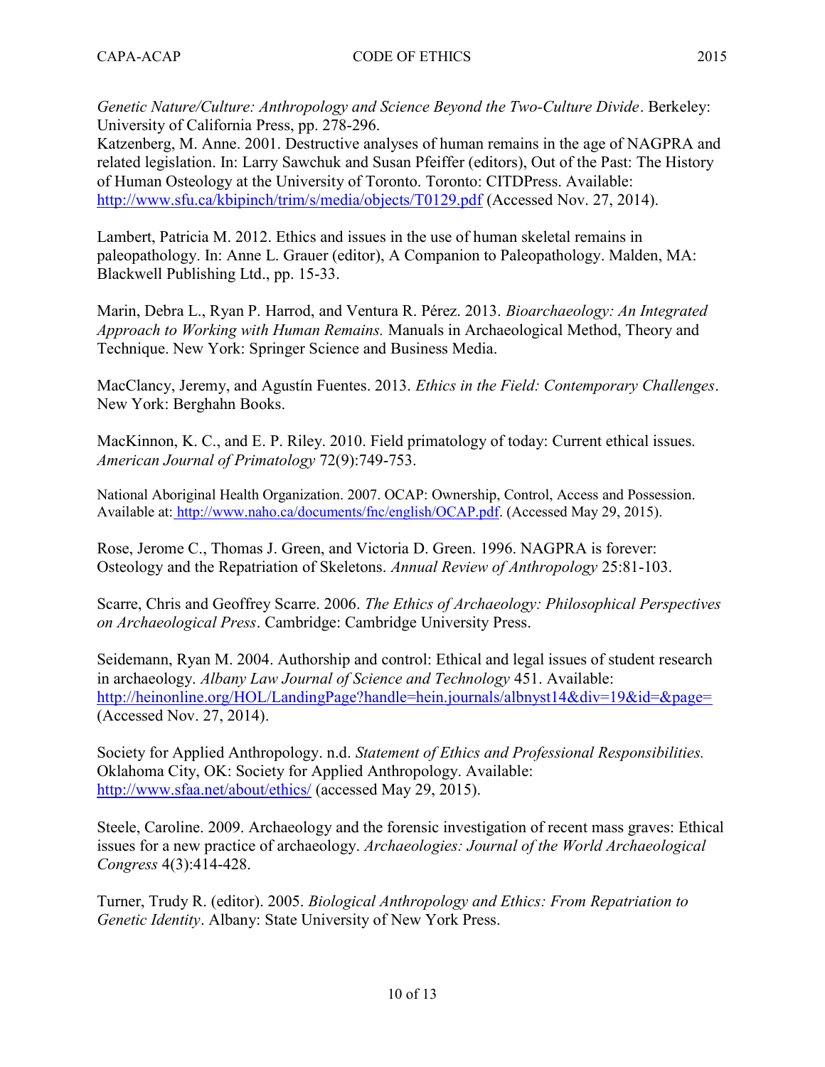*Genetic Nature/Culture: Anthropology and Science Beyond the Two-Culture Divide*. Berkeley: University of California Press, pp. 278-296.
Katzenberg, M. Anne. 2001. Destructive analyses of human remains in the age of NAGPRA and related legislation. In: Larry Sawchuk and Susan Pfeiffer (editors), Out of the Past: The History of Human Osteology at the University of Toronto. Toronto: CITDPress. Available: http://www.sfu.ca/kbipinch/trim/s/media/objects/T0129.pdf (Accessed Nov. 27, 2014).

Lambert, Patricia M. 2012. Ethics and issues in the use of human skeletal remains in paleopathology. In: Anne L. Grauer (editor), A Companion to Paleopathology. Malden, MA: Blackwell Publishing Ltd., pp. 15-33.

Marin, Debra L., Ryan P. Harrod, and Ventura R. Pérez. 2013. *Bioarchaeology: An Integrated Approach to Working with Human Remains.* Manuals in Archaeological Method, Theory and Technique. New York: Springer Science and Business Media.

MacClancy, Jeremy, and Agustín Fuentes. 2013. *Ethics in the Field: Contemporary Challenges*. New York: Berghahn Books.

MacKinnon, K. C., and E. P. Riley. 2010. Field primatology of today: Current ethical issues. *American Journal of Primatology* 72(9):749-753.

National Aboriginal Health Organization. 2007. OCAP: Ownership, Control, Access and Possession. Available at: http://www.naho.ca/documents/fnc/english/OCAP.pdf. (Accessed May 29, 2015).

Rose, Jerome C., Thomas J. Green, and Victoria D. Green. 1996. NAGPRA is forever: Osteology and the Repatriation of Skeletons. *Annual Review of Anthropology* 25:81-103.

Scarre, Chris and Geoffrey Scarre. 2006. *The Ethics of Archaeology: Philosophical Perspectives on Archaeological Press*. Cambridge: Cambridge University Press.

Seidemann, Ryan M. 2004. Authorship and control: Ethical and legal issues of student research in archaeology. *Albany Law Journal of Science and Technology* 451. Available: http://heinonline.org/HOL/LandingPage?handle=hein.journals/albnyst14&div=19&id=&page= (Accessed Nov. 27, 2014).

Society for Applied Anthropology. n.d. *Statement of Ethics and Professional Responsibilities.* Oklahoma City, OK: Society for Applied Anthropology. Available: http://www.sfaa.net/about/ethics/ (accessed May 29, 2015).

Steele, Caroline. 2009. Archaeology and the forensic investigation of recent mass graves: Ethical issues for a new practice of archaeology. *Archaeologies: Journal of the World Archaeological Congress* 4(3):414-428.

Turner, Trudy R. (editor). 2005. *Biological Anthropology and Ethics: From Repatriation to Genetic Identity*. Albany: State University of New York Press.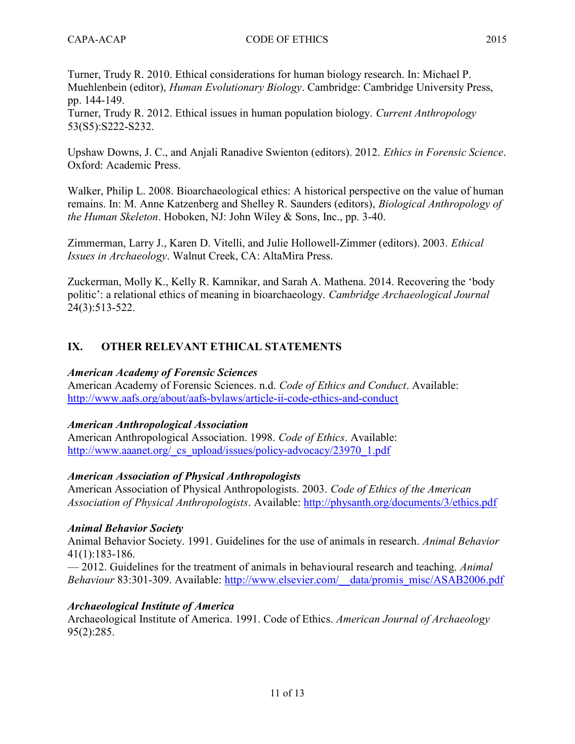Turner, Trudy R. 2010. Ethical considerations for human biology research. In: Michael P. Muehlenbein (editor), *Human Evolutionary Biology*. Cambridge: Cambridge University Press, pp. 144-149.
Turner, Trudy R. 2012. Ethical issues in human population biology. *Current Anthropology* 53(S5):S222-S232.

Upshaw Downs, J. C., and Anjali Ranadive Swienton (editors). 2012. *Ethics in Forensic Science*. Oxford: Academic Press.

Walker, Philip L. 2008. Bioarchaeological ethics: A historical perspective on the value of human remains. In: M. Anne Katzenberg and Shelley R. Saunders (editors), *Biological Anthropology of the Human Skeleton*. Hoboken, NJ: John Wiley & Sons, Inc., pp. 3-40.

Zimmerman, Larry J., Karen D. Vitelli, and Julie Hollowell-Zimmer (editors). 2003. *Ethical Issues in Archaeology*. Walnut Creek, CA: AltaMira Press.

Zuckerman, Molly K., Kelly R. Kamnikar, and Sarah A. Mathena. 2014. Recovering the 'body politic': a relational ethics of meaning in bioarchaeology. *Cambridge Archaeological Journal* 24(3):513-522.

## IX. OTHER RELEVANT ETHICAL STATEMENTS

***American Academy of Forensic Sciences***
American Academy of Forensic Sciences. n.d. *Code of Ethics and Conduct*. Available: http://www.aafs.org/about/aafs-bylaws/article-ii-code-ethics-and-conduct

***American Anthropological Association***
American Anthropological Association. 1998. *Code of Ethics*. Available: http://www.aaanet.org/_cs_upload/issues/policy-advocacy/23970_1.pdf

***American Association of Physical Anthropologists***
American Association of Physical Anthropologists. 2003. *Code of Ethics of the American Association of Physical Anthropologists*. Available: http://physanth.org/documents/3/ethics.pdf

***Animal Behavior Society***
Animal Behavior Society. 1991. Guidelines for the use of animals in research. *Animal Behavior* 41(1):183-186.
— 2012. Guidelines for the treatment of animals in behavioural research and teaching. *Animal Behaviour* 83:301-309. Available: http://www.elsevier.com/__data/promis_misc/ASAB2006.pdf

***Archaeological Institute of America***
Archaeological Institute of America. 1991. Code of Ethics. *American Journal of Archaeology* 95(2):285.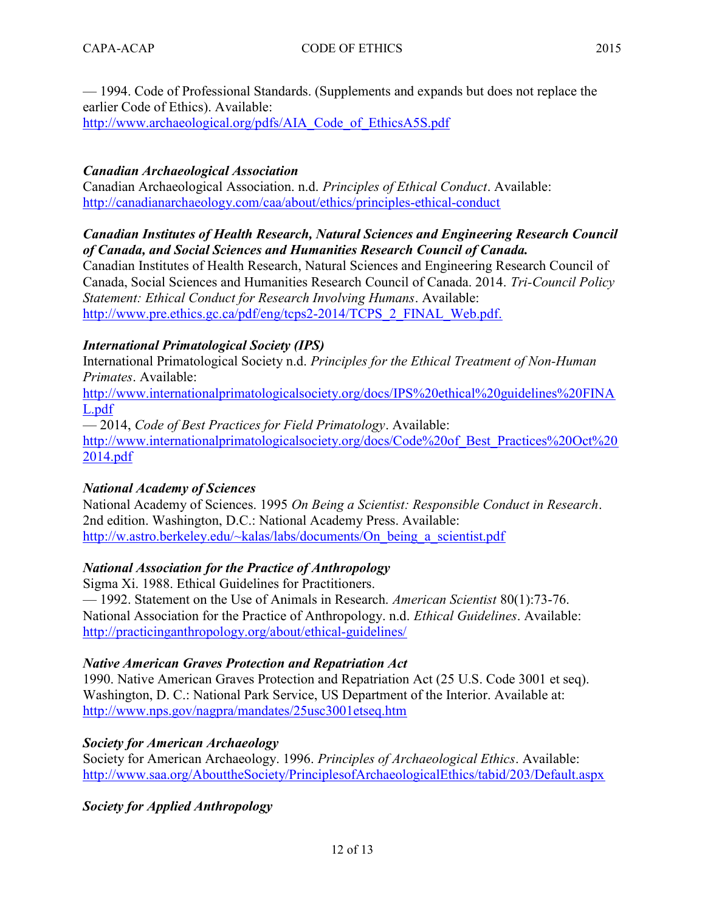— 1994. Code of Professional Standards. (Supplements and expands but does not replace the earlier Code of Ethics). Available: http://www.archaeological.org/pdfs/AIA_Code_of_EthicsA5S.pdf

***Canadian Archaeological Association***
Canadian Archaeological Association. n.d. *Principles of Ethical Conduct*. Available: http://canadianarchaeology.com/caa/about/ethics/principles-ethical-conduct

***Canadian Institutes of Health Research, Natural Sciences and Engineering Research Council of Canada, and Social Sciences and Humanities Research Council of Canada.***
Canadian Institutes of Health Research, Natural Sciences and Engineering Research Council of Canada, Social Sciences and Humanities Research Council of Canada. 2014. *Tri-Council Policy Statement: Ethical Conduct for Research Involving Humans*. Available: http://www.pre.ethics.gc.ca/pdf/eng/tcps2-2014/TCPS_2_FINAL_Web.pdf.

***International Primatological Society (IPS)***
International Primatological Society n.d. *Principles for the Ethical Treatment of Non-Human Primates*. Available: http://www.internationalprimatologicalsociety.org/docs/IPS%20ethical%20guidelines%20FINAL.pdf
— 2014, *Code of Best Practices for Field Primatology*. Available: http://www.internationalprimatologicalsociety.org/docs/Code%20of_Best_Practices%20Oct%202014.pdf

***National Academy of Sciences***
National Academy of Sciences. 1995 *On Being a Scientist: Responsible Conduct in Research*. 2nd edition. Washington, D.C.: National Academy Press. Available: http://w.astro.berkeley.edu/~kalas/labs/documents/On_being_a_scientist.pdf

***National Association for the Practice of Anthropology***
Sigma Xi. 1988. Ethical Guidelines for Practitioners.
— 1992. Statement on the Use of Animals in Research. *American Scientist* 80(1):73-76.
National Association for the Practice of Anthropology. n.d. *Ethical Guidelines*. Available: http://practicinganthropology.org/about/ethical-guidelines/

***Native American Graves Protection and Repatriation Act***
1990. Native American Graves Protection and Repatriation Act (25 U.S. Code 3001 et seq). Washington, D. C.: National Park Service, US Department of the Interior. Available at: http://www.nps.gov/nagpra/mandates/25usc3001etseq.htm

***Society for American Archaeology***
Society for American Archaeology. 1996. *Principles of Archaeological Ethics*. Available: http://www.saa.org/AbouttheSociety/PrinciplesofArchaeologicalEthics/tabid/203/Default.aspx

***Society for Applied Anthropology***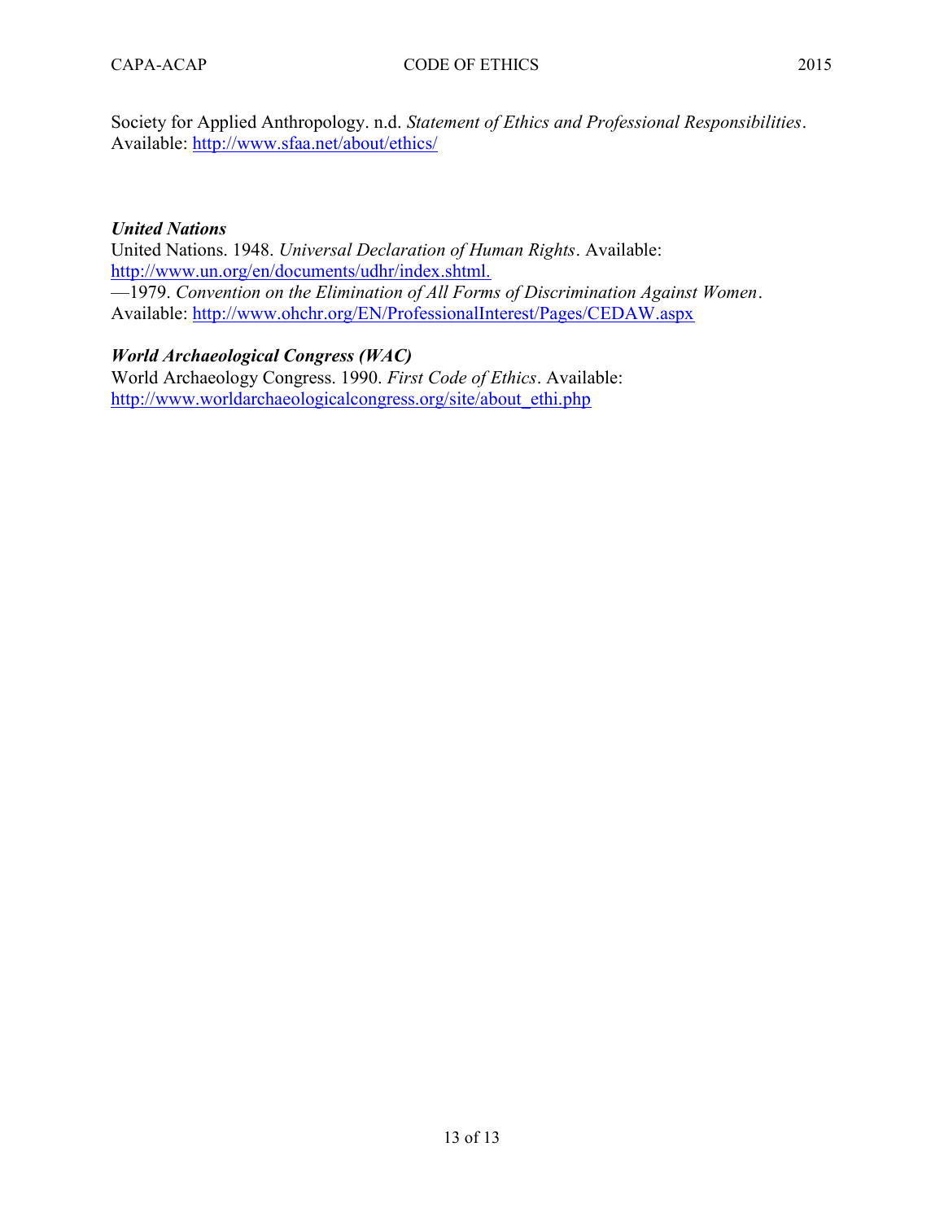Society for Applied Anthropology. n.d. *Statement of Ethics and Professional Responsibilities*. Available: http://www.sfaa.net/about/ethics/

***United Nations***

United Nations. 1948. *Universal Declaration of Human Rights*. Available: http://www.un.org/en/documents/udhr/index.shtml.

—1979. *Convention on the Elimination of All Forms of Discrimination Against Women*. Available: http://www.ohchr.org/EN/ProfessionalInterest/Pages/CEDAW.aspx

***World Archaeological Congress (WAC)***

World Archaeology Congress. 1990. *First Code of Ethics*. Available: http://www.worldarchaeologicalcongress.org/site/about_ethi.php